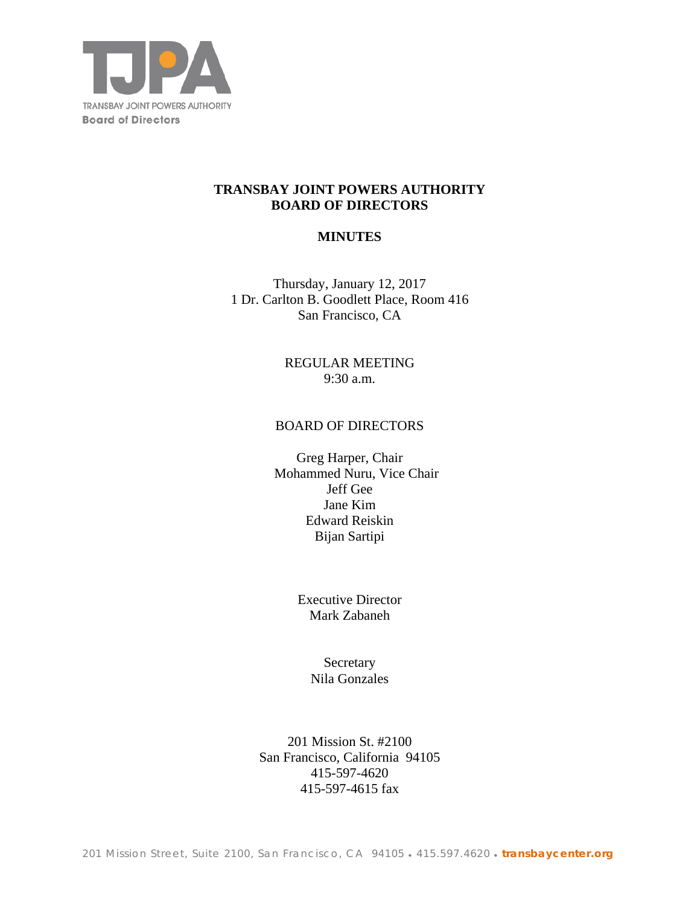TJPA

TRANSBAY JOINT POWERS AUTHORITY
Board of Directors

# TRANSBAY JOINT POWERS AUTHORITY
# BOARD OF DIRECTORS

## MINUTES

Thursday, January 12, 2017
1 Dr. Carlton B. Goodlett Place, Room 416
San Francisco, CA

REGULAR MEETING
9:30 a.m.

BOARD OF DIRECTORS

Greg Harper, Chair
Mohammed Nuru, Vice Chair
Jeff Gee
Jane Kim
Edward Reiskin
Bijan Sartipi

Executive Director
Mark Zabaneh

Secretary
Nila Gonzales

201 Mission St. #2100
San Francisco, California 94105
415-597-4620
415-597-4615 fax

201 Mission Street, Suite 2100, San Francisco, CA 94105 • 415.597.4620 • **transbaycenter.org**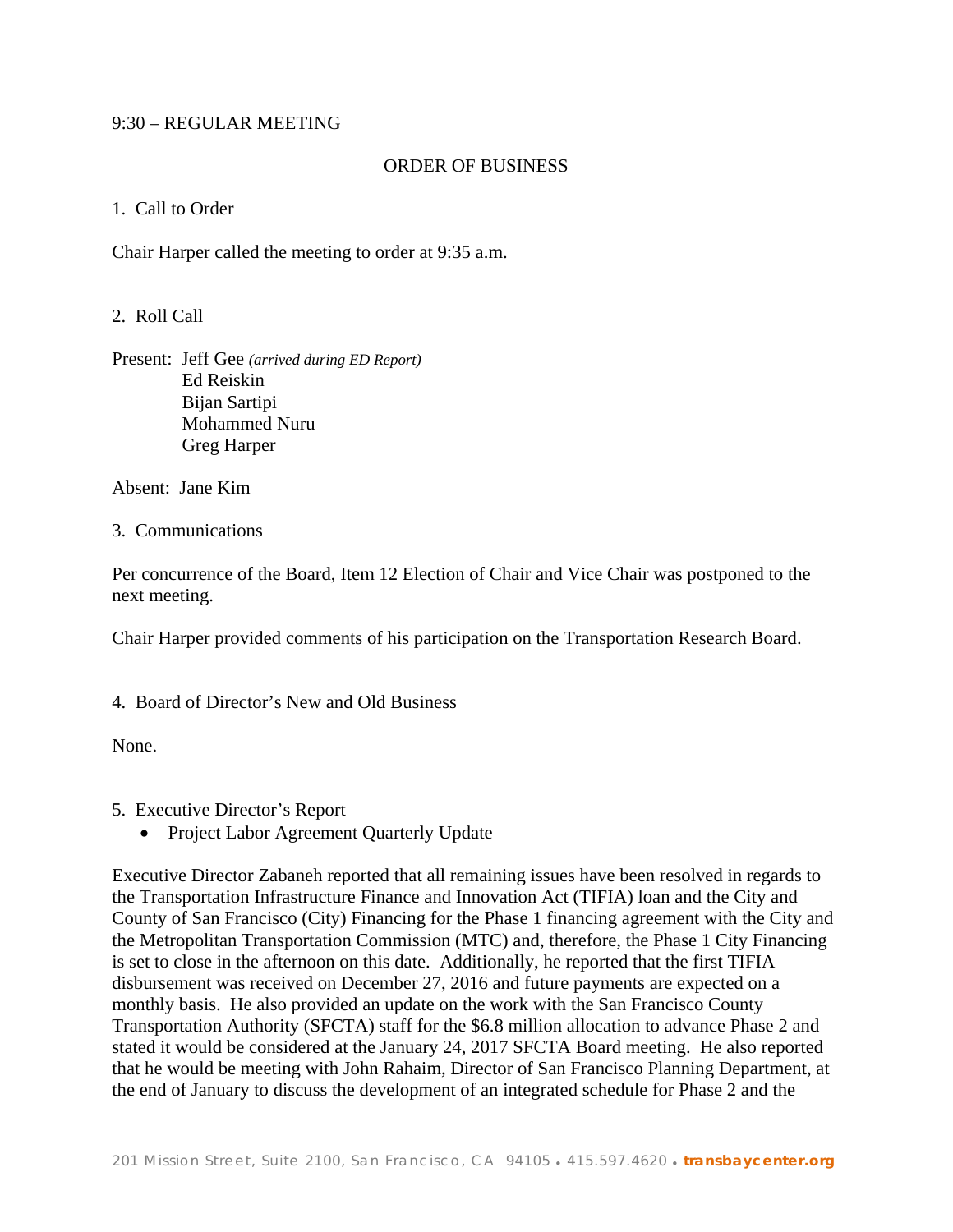9:30 – REGULAR MEETING

ORDER OF BUSINESS

1. Call to Order

Chair Harper called the meeting to order at 9:35 a.m.

2. Roll Call

Present: Jeff Gee *(arrived during ED Report)*
Ed Reiskin
Bijan Sartipi
Mohammed Nuru
Greg Harper

Absent: Jane Kim

3. Communications

Per concurrence of the Board, Item 12 Election of Chair and Vice Chair was postponed to the next meeting.

Chair Harper provided comments of his participation on the Transportation Research Board.

4. Board of Director's New and Old Business

None.

5. Executive Director's Report
   - Project Labor Agreement Quarterly Update

Executive Director Zabaneh reported that all remaining issues have been resolved in regards to the Transportation Infrastructure Finance and Innovation Act (TIFIA) loan and the City and County of San Francisco (City) Financing for the Phase 1 financing agreement with the City and the Metropolitan Transportation Commission (MTC) and, therefore, the Phase 1 City Financing is set to close in the afternoon on this date. Additionally, he reported that the first TIFIA disbursement was received on December 27, 2016 and future payments are expected on a monthly basis. He also provided an update on the work with the San Francisco County Transportation Authority (SFCTA) staff for the $6.8 million allocation to advance Phase 2 and stated it would be considered at the January 24, 2017 SFCTA Board meeting. He also reported that he would be meeting with John Rahaim, Director of San Francisco Planning Department, at the end of January to discuss the development of an integrated schedule for Phase 2 and the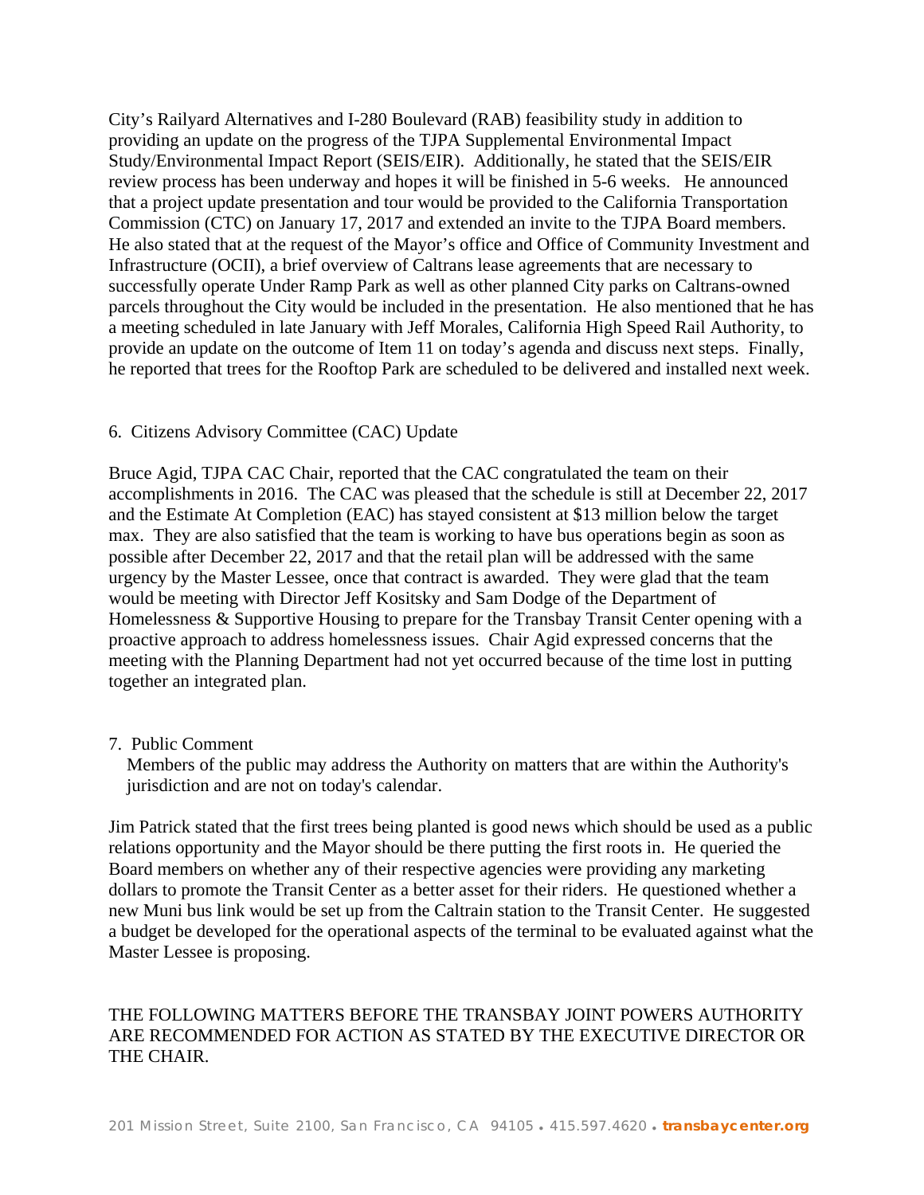City's Railyard Alternatives and I-280 Boulevard (RAB) feasibility study in addition to providing an update on the progress of the TJPA Supplemental Environmental Impact Study/Environmental Impact Report (SEIS/EIR). Additionally, he stated that the SEIS/EIR review process has been underway and hopes it will be finished in 5-6 weeks. He announced that a project update presentation and tour would be provided to the California Transportation Commission (CTC) on January 17, 2017 and extended an invite to the TJPA Board members. He also stated that at the request of the Mayor's office and Office of Community Investment and Infrastructure (OCII), a brief overview of Caltrans lease agreements that are necessary to successfully operate Under Ramp Park as well as other planned City parks on Caltrans-owned parcels throughout the City would be included in the presentation. He also mentioned that he has a meeting scheduled in late January with Jeff Morales, California High Speed Rail Authority, to provide an update on the outcome of Item 11 on today's agenda and discuss next steps. Finally, he reported that trees for the Rooftop Park are scheduled to be delivered and installed next week.

6. Citizens Advisory Committee (CAC) Update

Bruce Agid, TJPA CAC Chair, reported that the CAC congratulated the team on their accomplishments in 2016. The CAC was pleased that the schedule is still at December 22, 2017 and the Estimate At Completion (EAC) has stayed consistent at $13 million below the target max. They are also satisfied that the team is working to have bus operations begin as soon as possible after December 22, 2017 and that the retail plan will be addressed with the same urgency by the Master Lessee, once that contract is awarded. They were glad that the team would be meeting with Director Jeff Kositsky and Sam Dodge of the Department of Homelessness & Supportive Housing to prepare for the Transbay Transit Center opening with a proactive approach to address homelessness issues. Chair Agid expressed concerns that the meeting with the Planning Department had not yet occurred because of the time lost in putting together an integrated plan.

7. Public Comment

Members of the public may address the Authority on matters that are within the Authority's jurisdiction and are not on today's calendar.

Jim Patrick stated that the first trees being planted is good news which should be used as a public relations opportunity and the Mayor should be there putting the first roots in. He queried the Board members on whether any of their respective agencies were providing any marketing dollars to promote the Transit Center as a better asset for their riders. He questioned whether a new Muni bus link would be set up from the Caltrain station to the Transit Center. He suggested a budget be developed for the operational aspects of the terminal to be evaluated against what the Master Lessee is proposing.

THE FOLLOWING MATTERS BEFORE THE TRANSBAY JOINT POWERS AUTHORITY ARE RECOMMENDED FOR ACTION AS STATED BY THE EXECUTIVE DIRECTOR OR THE CHAIR.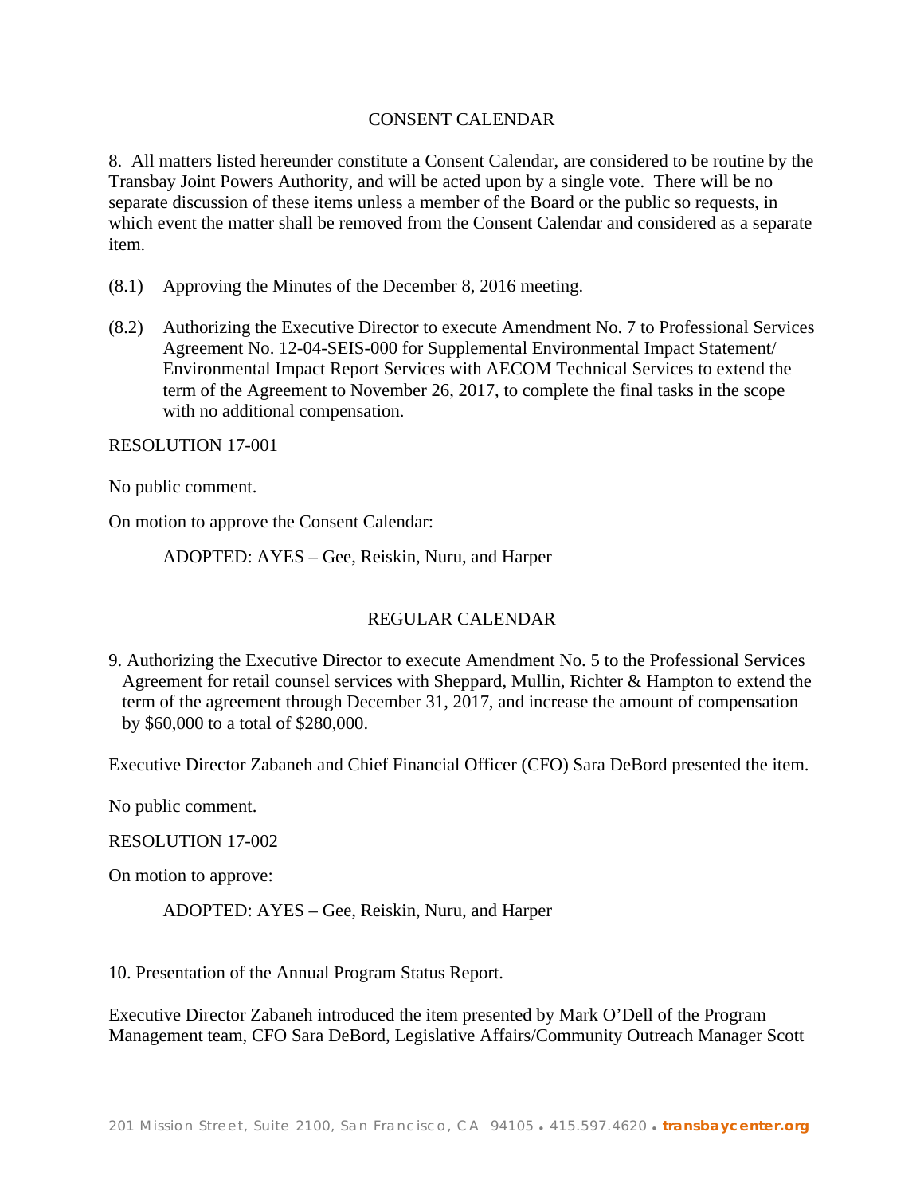## CONSENT CALENDAR

8. All matters listed hereunder constitute a Consent Calendar, are considered to be routine by the Transbay Joint Powers Authority, and will be acted upon by a single vote. There will be no separate discussion of these items unless a member of the Board or the public so requests, in which event the matter shall be removed from the Consent Calendar and considered as a separate item.

(8.1) Approving the Minutes of the December 8, 2016 meeting.

(8.2) Authorizing the Executive Director to execute Amendment No. 7 to Professional Services Agreement No. 12-04-SEIS-000 for Supplemental Environmental Impact Statement/ Environmental Impact Report Services with AECOM Technical Services to extend the term of the Agreement to November 26, 2017, to complete the final tasks in the scope with no additional compensation.

RESOLUTION 17-001

No public comment.

On motion to approve the Consent Calendar:

ADOPTED: AYES – Gee, Reiskin, Nuru, and Harper

## REGULAR CALENDAR

9. Authorizing the Executive Director to execute Amendment No. 5 to the Professional Services Agreement for retail counsel services with Sheppard, Mullin, Richter & Hampton to extend the term of the agreement through December 31, 2017, and increase the amount of compensation by $60,000 to a total of $280,000.

Executive Director Zabaneh and Chief Financial Officer (CFO) Sara DeBord presented the item.

No public comment.

RESOLUTION 17-002

On motion to approve:

ADOPTED: AYES – Gee, Reiskin, Nuru, and Harper

10. Presentation of the Annual Program Status Report.

Executive Director Zabaneh introduced the item presented by Mark O'Dell of the Program Management team, CFO Sara DeBord, Legislative Affairs/Community Outreach Manager Scott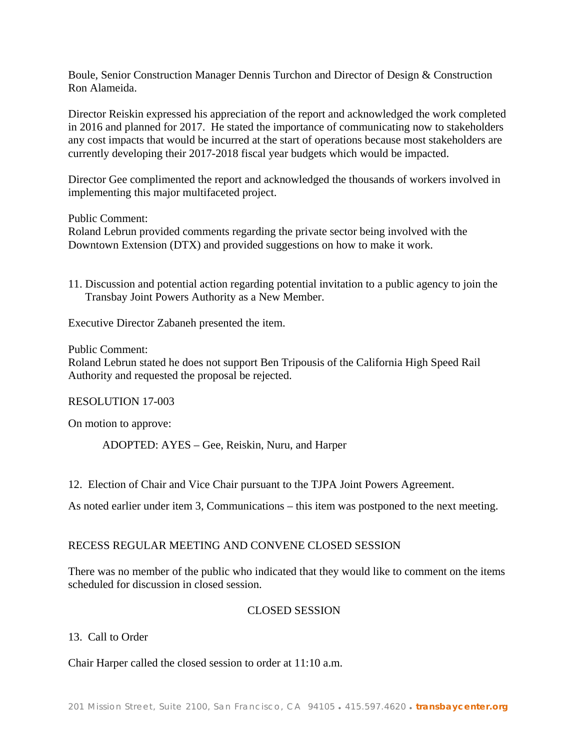Boule, Senior Construction Manager Dennis Turchon and Director of Design & Construction Ron Alameida.

Director Reiskin expressed his appreciation of the report and acknowledged the work completed in 2016 and planned for 2017. He stated the importance of communicating now to stakeholders any cost impacts that would be incurred at the start of operations because most stakeholders are currently developing their 2017-2018 fiscal year budgets which would be impacted.

Director Gee complimented the report and acknowledged the thousands of workers involved in implementing this major multifaceted project.

Public Comment:
Roland Lebrun provided comments regarding the private sector being involved with the Downtown Extension (DTX) and provided suggestions on how to make it work.

11. Discussion and potential action regarding potential invitation to a public agency to join the Transbay Joint Powers Authority as a New Member.

Executive Director Zabaneh presented the item.

Public Comment:
Roland Lebrun stated he does not support Ben Tripousis of the California High Speed Rail Authority and requested the proposal be rejected.

RESOLUTION 17-003

On motion to approve:

ADOPTED: AYES – Gee, Reiskin, Nuru, and Harper

12. Election of Chair and Vice Chair pursuant to the TJPA Joint Powers Agreement.

As noted earlier under item 3, Communications – this item was postponed to the next meeting.

RECESS REGULAR MEETING AND CONVENE CLOSED SESSION

There was no member of the public who indicated that they would like to comment on the items scheduled for discussion in closed session.

CLOSED SESSION

13. Call to Order

Chair Harper called the closed session to order at 11:10 a.m.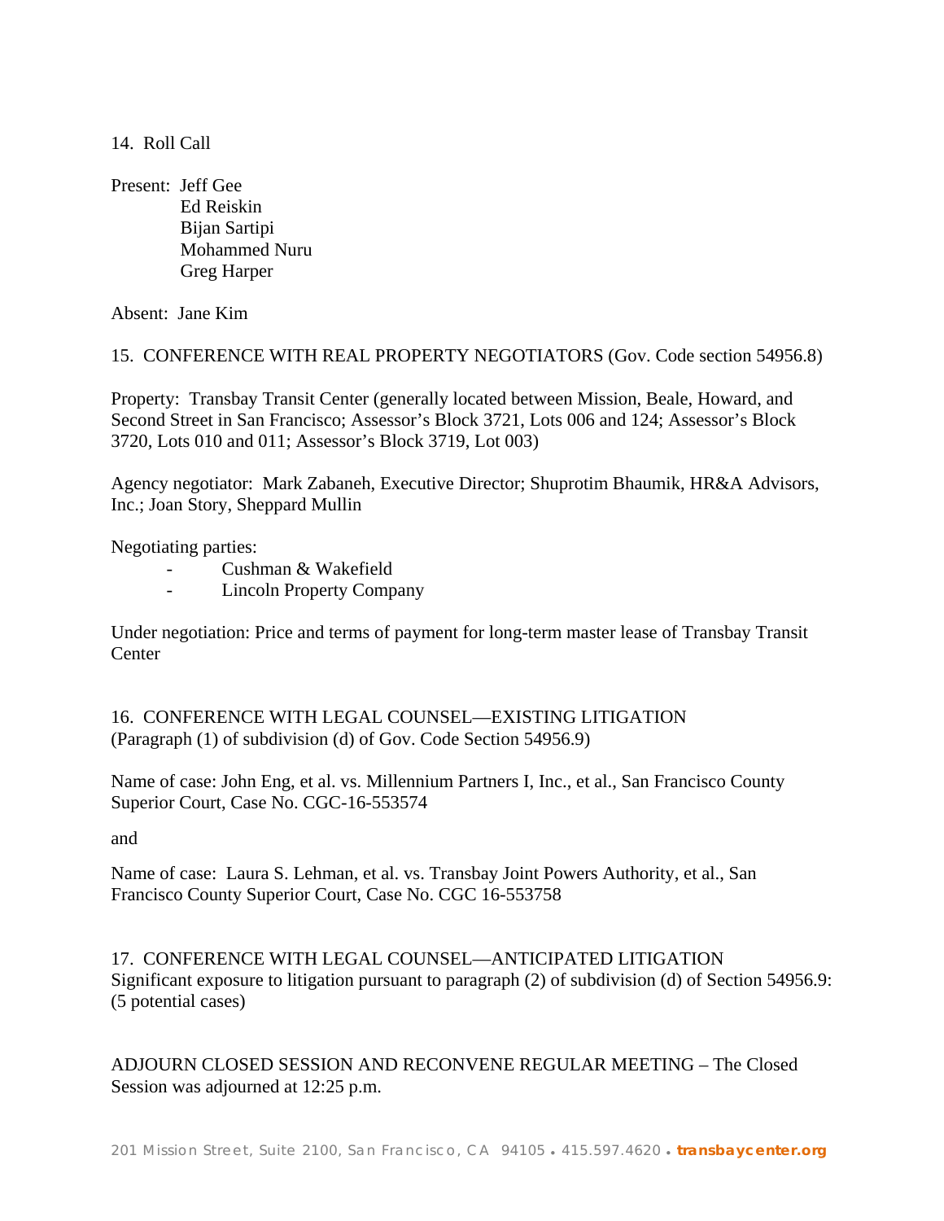14. Roll Call

Present: Jeff Gee
Ed Reiskin
Bijan Sartipi
Mohammed Nuru
Greg Harper

Absent: Jane Kim

15. CONFERENCE WITH REAL PROPERTY NEGOTIATORS (Gov. Code section 54956.8)

Property: Transbay Transit Center (generally located between Mission, Beale, Howard, and Second Street in San Francisco; Assessor's Block 3721, Lots 006 and 124; Assessor's Block 3720, Lots 010 and 011; Assessor's Block 3719, Lot 003)

Agency negotiator: Mark Zabaneh, Executive Director; Shuprotim Bhaumik, HR&A Advisors, Inc.; Joan Story, Sheppard Mullin

Negotiating parties:

- Cushman & Wakefield
- Lincoln Property Company

Under negotiation: Price and terms of payment for long-term master lease of Transbay Transit Center

16. CONFERENCE WITH LEGAL COUNSEL—EXISTING LITIGATION
(Paragraph (1) of subdivision (d) of Gov. Code Section 54956.9)

Name of case: John Eng, et al. vs. Millennium Partners I, Inc., et al., San Francisco County Superior Court, Case No. CGC-16-553574

and

Name of case: Laura S. Lehman, et al. vs. Transbay Joint Powers Authority, et al., San Francisco County Superior Court, Case No. CGC 16-553758

17. CONFERENCE WITH LEGAL COUNSEL—ANTICIPATED LITIGATION
Significant exposure to litigation pursuant to paragraph (2) of subdivision (d) of Section 54956.9: (5 potential cases)

ADJOURN CLOSED SESSION AND RECONVENE REGULAR MEETING – The Closed Session was adjourned at 12:25 p.m.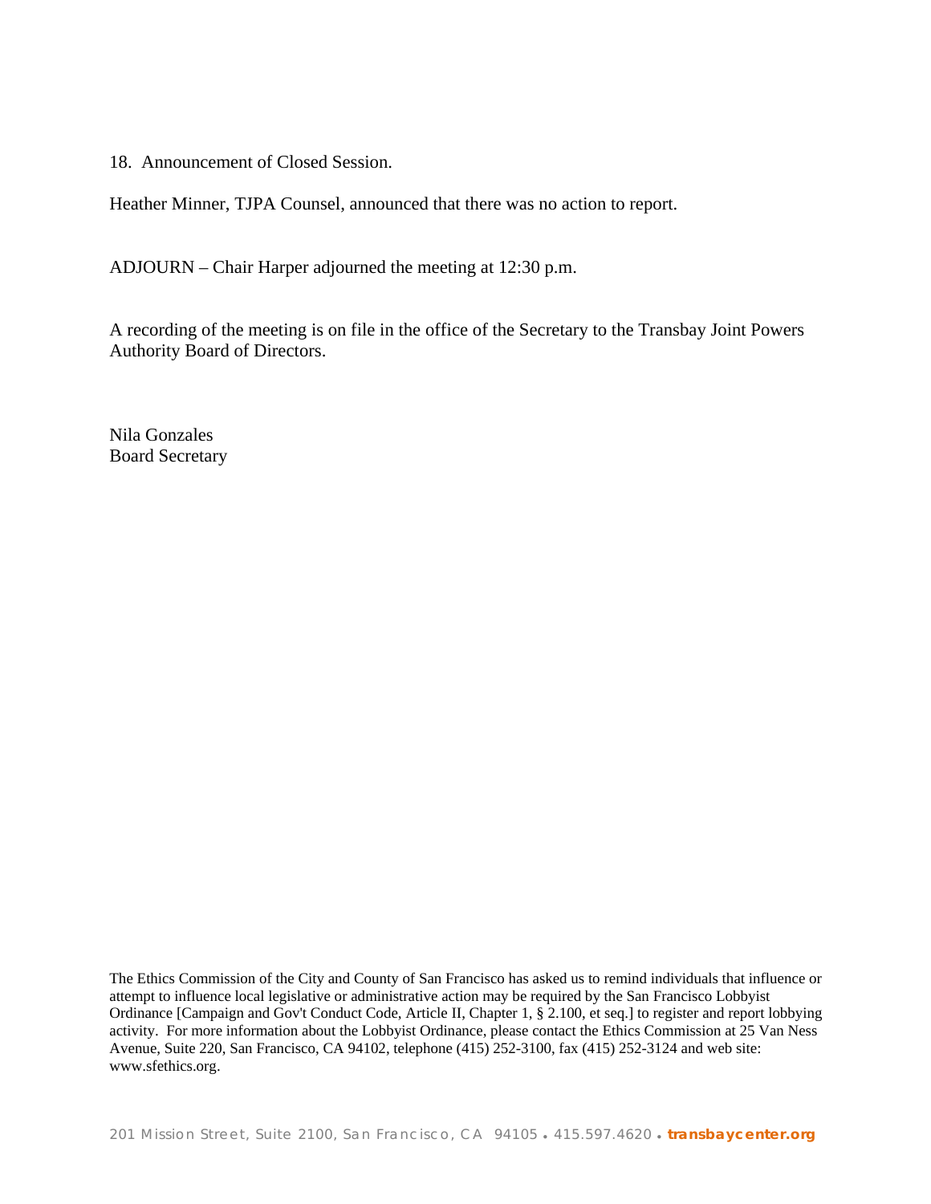18. Announcement of Closed Session.

Heather Minner, TJPA Counsel, announced that there was no action to report.

ADJOURN – Chair Harper adjourned the meeting at 12:30 p.m.

A recording of the meeting is on file in the office of the Secretary to the Transbay Joint Powers Authority Board of Directors.

Nila Gonzales
Board Secretary

The Ethics Commission of the City and County of San Francisco has asked us to remind individuals that influence or attempt to influence local legislative or administrative action may be required by the San Francisco Lobbyist Ordinance [Campaign and Gov't Conduct Code, Article II, Chapter 1, § 2.100, et seq.] to register and report lobbying activity. For more information about the Lobbyist Ordinance, please contact the Ethics Commission at 25 Van Ness Avenue, Suite 220, San Francisco, CA 94102, telephone (415) 252-3100, fax (415) 252-3124 and web site: www.sfethics.org.